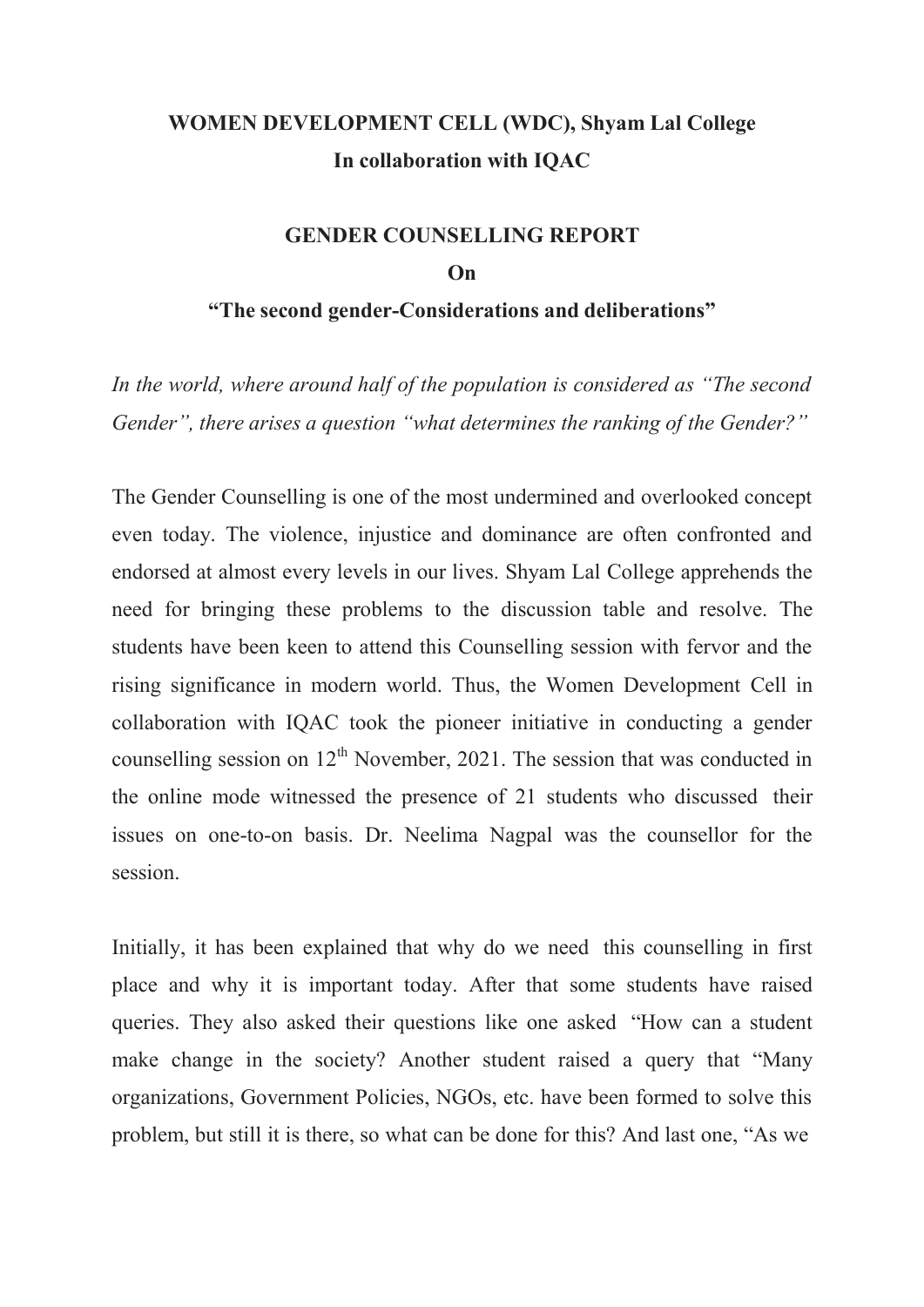# WOMEN DEVELOPMENT CELL (WDC), Shyam Lal College
## In collaboration with IQAC

## GENDER COUNSELLING REPORT
## On
## "The second gender-Considerations and deliberations"

*In the world, where around half of the population is considered as "The second Gender", there arises a question "what determines the ranking of the Gender?"*

The Gender Counselling is one of the most undermined and overlooked concept even today. The violence, injustice and dominance are often confronted and endorsed at almost every levels in our lives. Shyam Lal College apprehends the need for bringing these problems to the discussion table and resolve. The students have been keen to attend this Counselling session with fervor and the rising significance in modern world. Thus, the Women Development Cell in collaboration with IQAC took the pioneer initiative in conducting a gender counselling session on 12th November, 2021. The session that was conducted in the online mode witnessed the presence of 21 students who discussed their issues on one-to-on basis. Dr. Neelima Nagpal was the counsellor for the session.

Initially, it has been explained that why do we need this counselling in first place and why it is important today. After that some students have raised queries. They also asked their questions like one asked "How can a student make change in the society? Another student raised a query that "Many organizations, Government Policies, NGOs, etc. have been formed to solve this problem, but still it is there, so what can be done for this? And last one, "As we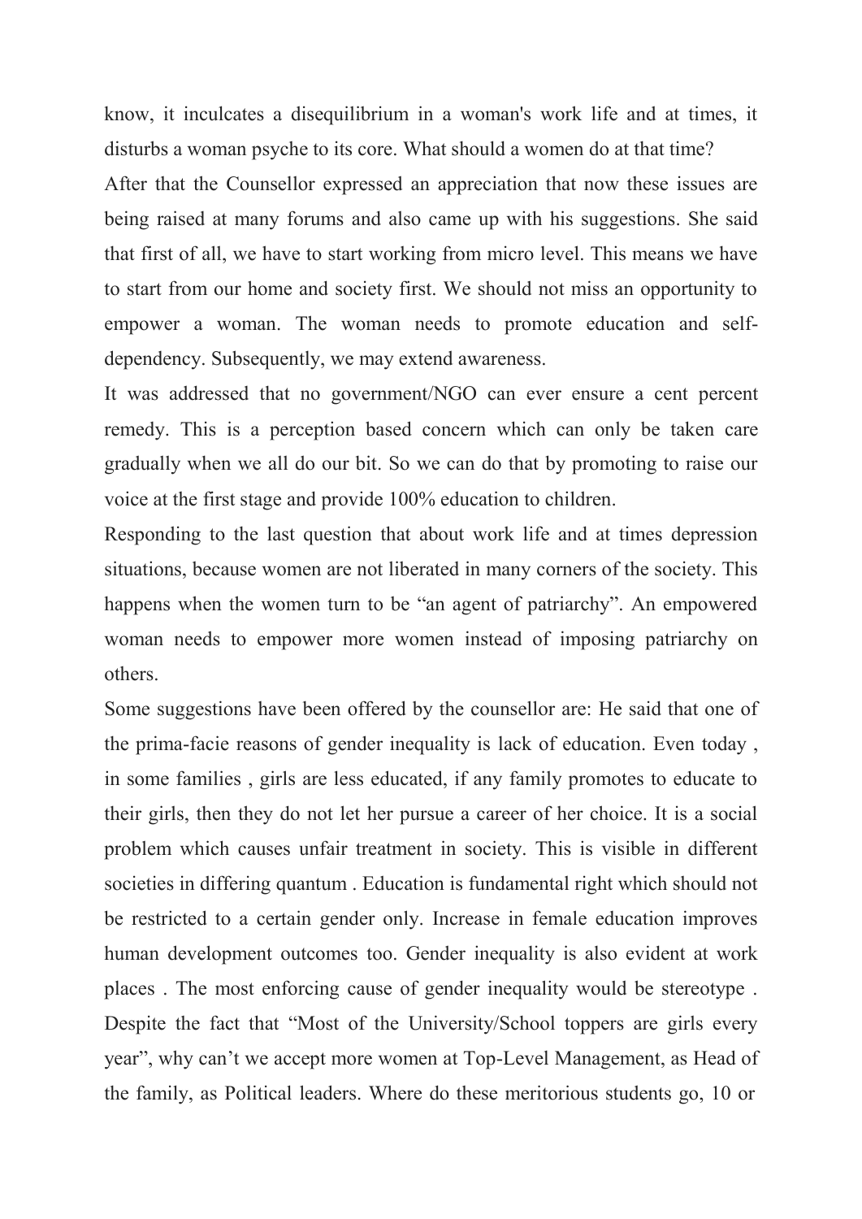know, it inculcates a disequilibrium in a woman's work life and at times, it disturbs a woman psyche to its core. What should a women do at that time?

After that the Counsellor expressed an appreciation that now these issues are being raised at many forums and also came up with his suggestions. She said that first of all, we have to start working from micro level. This means we have to start from our home and society first. We should not miss an opportunity to empower a woman. The woman needs to promote education and self-dependency. Subsequently, we may extend awareness.

It was addressed that no government/NGO can ever ensure a cent percent remedy. This is a perception based concern which can only be taken care gradually when we all do our bit. So we can do that by promoting to raise our voice at the first stage and provide 100% education to children.

Responding to the last question that about work life and at times depression situations, because women are not liberated in many corners of the society. This happens when the women turn to be "an agent of patriarchy". An empowered woman needs to empower more women instead of imposing patriarchy on others.

Some suggestions have been offered by the counsellor are: He said that one of the prima-facie reasons of gender inequality is lack of education. Even today , in some families , girls are less educated, if any family promotes to educate to their girls, then they do not let her pursue a career of her choice. It is a social problem which causes unfair treatment in society. This is visible in different societies in differing quantum . Education is fundamental right which should not be restricted to a certain gender only. Increase in female education improves human development outcomes too. Gender inequality is also evident at work places . The most enforcing cause of gender inequality would be stereotype . Despite the fact that "Most of the University/School toppers are girls every year", why can't we accept more women at Top-Level Management, as Head of the family, as Political leaders. Where do these meritorious students go, 10 or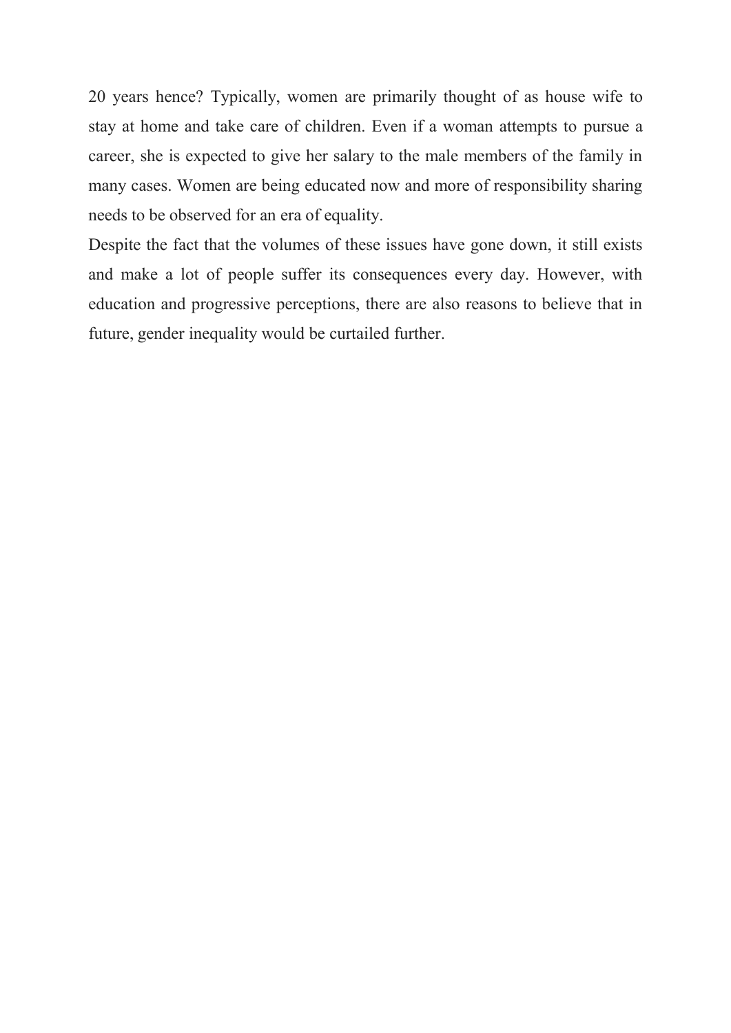20 years hence? Typically, women are primarily thought of as house wife to stay at home and take care of children. Even if a woman attempts to pursue a career, she is expected to give her salary to the male members of the family in many cases. Women are being educated now and more of responsibility sharing needs to be observed for an era of equality.

Despite the fact that the volumes of these issues have gone down, it still exists and make a lot of people suffer its consequences every day. However, with education and progressive perceptions, there are also reasons to believe that in future, gender inequality would be curtailed further.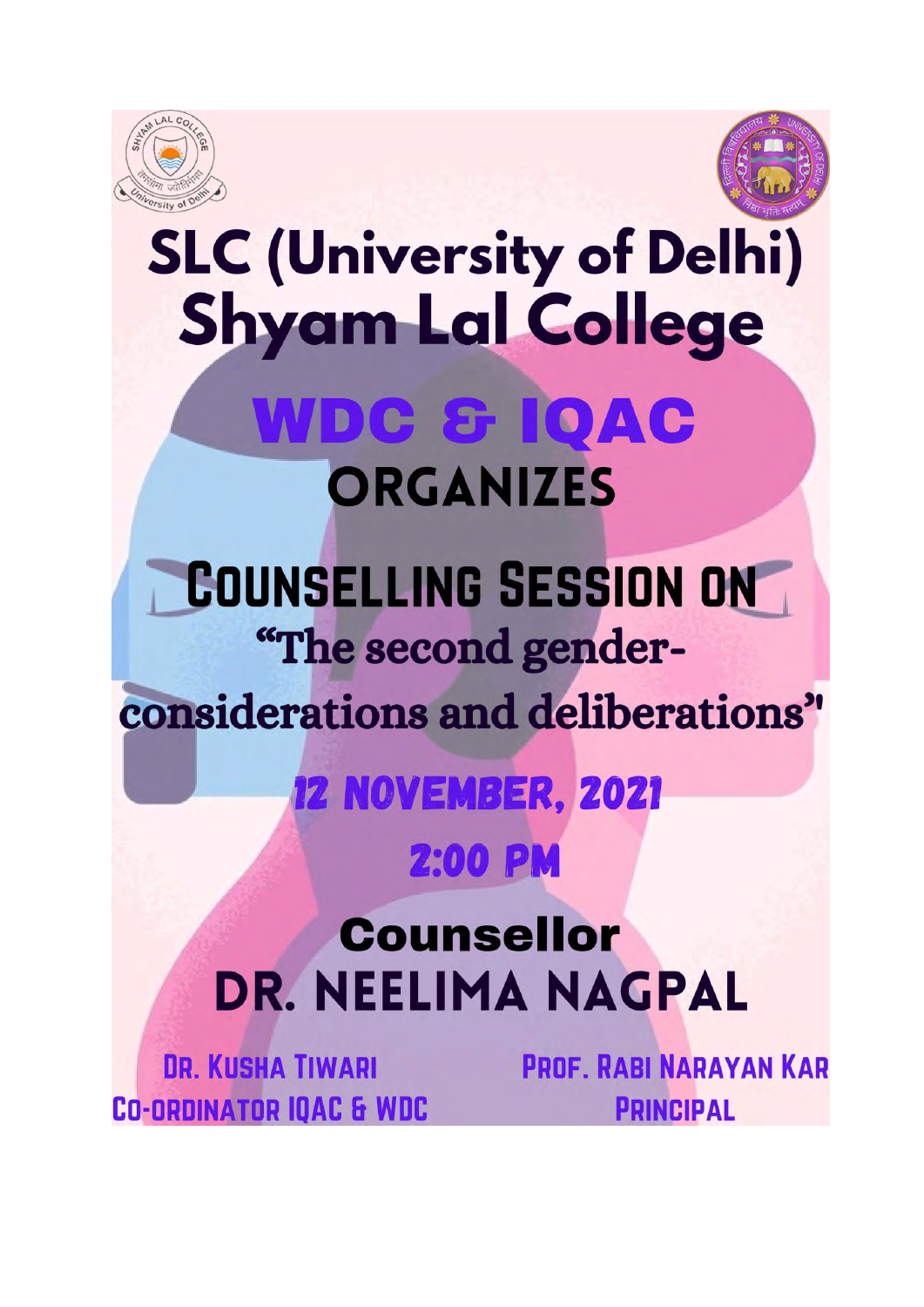# SLC (University of Delhi)
# Shyam Lal College

## WDC & IQAC

## ORGANIZES

## COUNSELLING SESSION ON

**"The second gender-considerations and deliberations"**

**12 NOVEMBER, 2021**

**2:00 PM**

**Counsellor**

**DR. NEELIMA NAGPAL**

DR. KUSHA TIWARI
CO-ORDINATOR IQAC & WDC

PROF. RABI NARAYAN KAR
PRINCIPAL